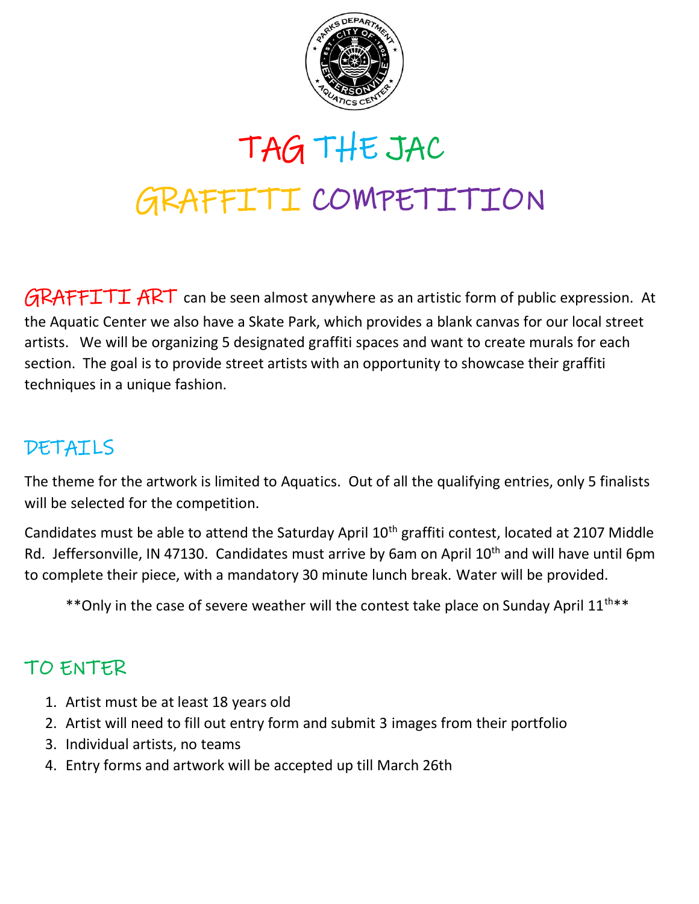# TAG THE JAC

# GRAFFITI COMPETITION

GRAFFITI ART can be seen almost anywhere as an artistic form of public expression. At the Aquatic Center we also have a Skate Park, which provides a blank canvas for our local street artists. We will be organizing 5 designated graffiti spaces and want to create murals for each section. The goal is to provide street artists with an opportunity to showcase their graffiti techniques in a unique fashion.

## DETAILS

The theme for the artwork is limited to Aquatics. Out of all the qualifying entries, only 5 finalists will be selected for the competition.

Candidates must be able to attend the Saturday April 10th graffiti contest, located at 2107 Middle Rd. Jeffersonville, IN 47130. Candidates must arrive by 6am on April 10th and will have until 6pm to complete their piece, with a mandatory 30 minute lunch break. Water will be provided.

**Only in the case of severe weather will the contest take place on Sunday April 11th**

## TO ENTER

1. Artist must be at least 18 years old
2. Artist will need to fill out entry form and submit 3 images from their portfolio
3. Individual artists, no teams
4. Entry forms and artwork will be accepted up till March 26th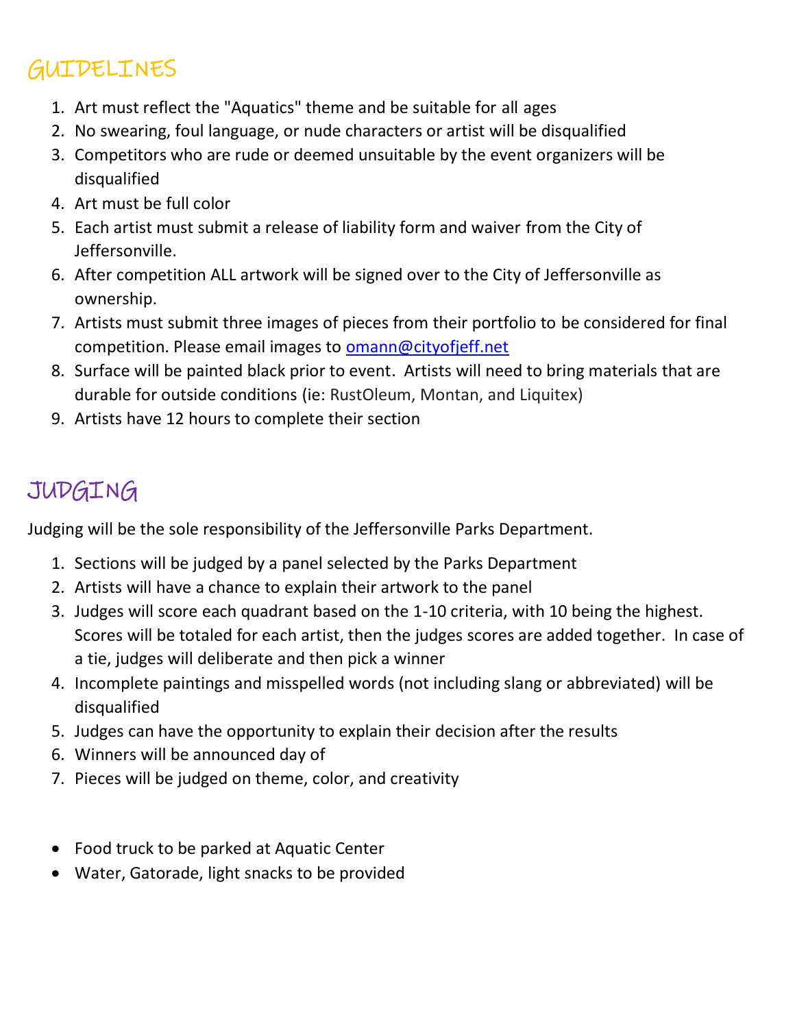## GUIDELINES

1. Art must reflect the "Aquatics" theme and be suitable for all ages
2. No swearing, foul language, or nude characters or artist will be disqualified
3. Competitors who are rude or deemed unsuitable by the event organizers will be disqualified
4. Art must be full color
5. Each artist must submit a release of liability form and waiver from the City of Jeffersonville.
6. After competition ALL artwork will be signed over to the City of Jeffersonville as ownership.
7. Artists must submit three images of pieces from their portfolio to be considered for final competition. Please email images to omann@cityofjeff.net
8. Surface will be painted black prior to event. Artists will need to bring materials that are durable for outside conditions (ie: RustOleum, Montan, and Liquitex)
9. Artists have 12 hours to complete their section

## JUDGING

Judging will be the sole responsibility of the Jeffersonville Parks Department.

1. Sections will be judged by a panel selected by the Parks Department
2. Artists will have a chance to explain their artwork to the panel
3. Judges will score each quadrant based on the 1-10 criteria, with 10 being the highest. Scores will be totaled for each artist, then the judges scores are added together. In case of a tie, judges will deliberate and then pick a winner
4. Incomplete paintings and misspelled words (not including slang or abbreviated) will be disqualified
5. Judges can have the opportunity to explain their decision after the results
6. Winners will be announced day of
7. Pieces will be judged on theme, color, and creativity

- Food truck to be parked at Aquatic Center
- Water, Gatorade, light snacks to be provided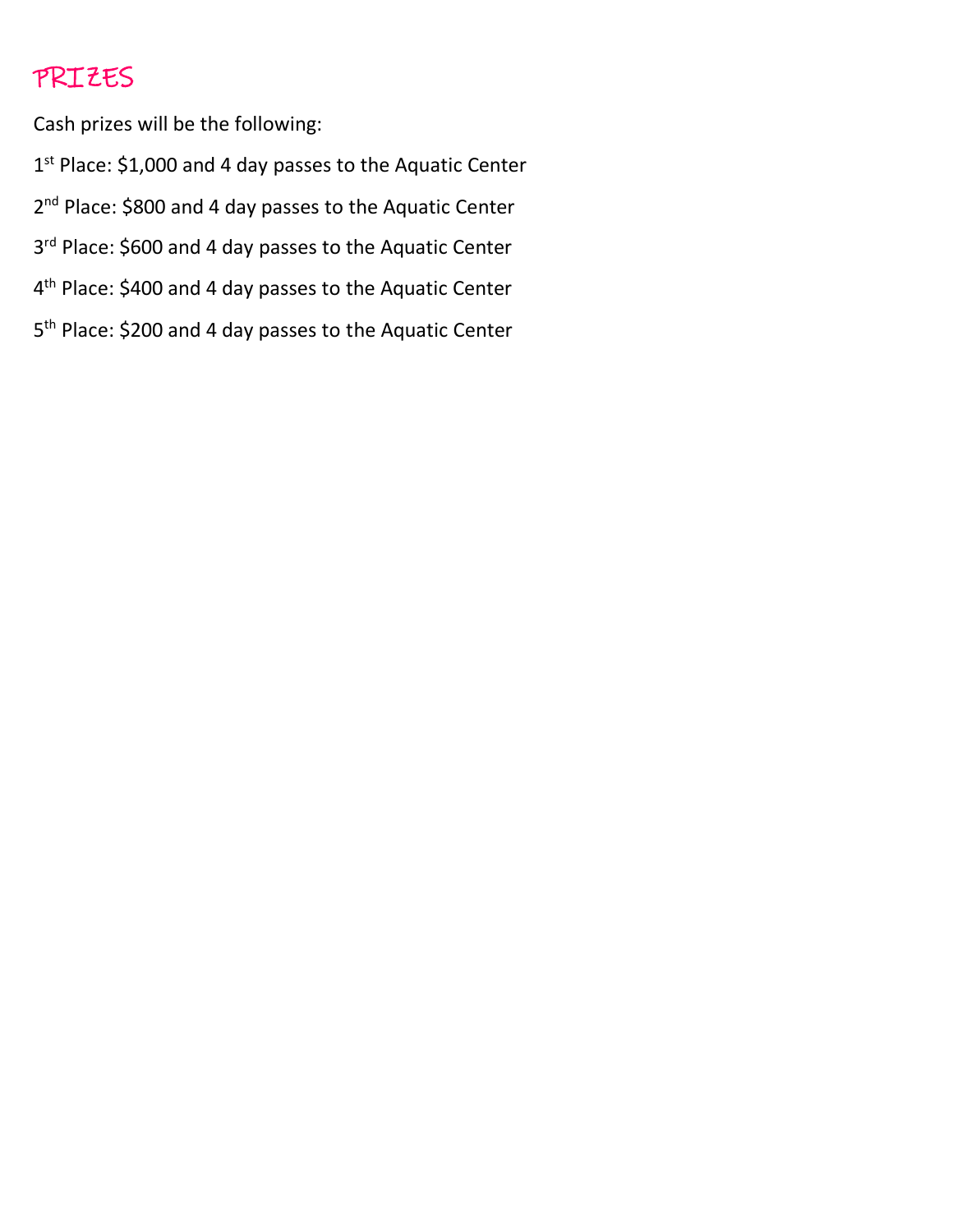## PRIZES

Cash prizes will be the following:

1st Place: $1,000 and 4 day passes to the Aquatic Center

2nd Place: $800 and 4 day passes to the Aquatic Center

3rd Place: $600 and 4 day passes to the Aquatic Center

4th Place: $400 and 4 day passes to the Aquatic Center

5th Place: $200 and 4 day passes to the Aquatic Center